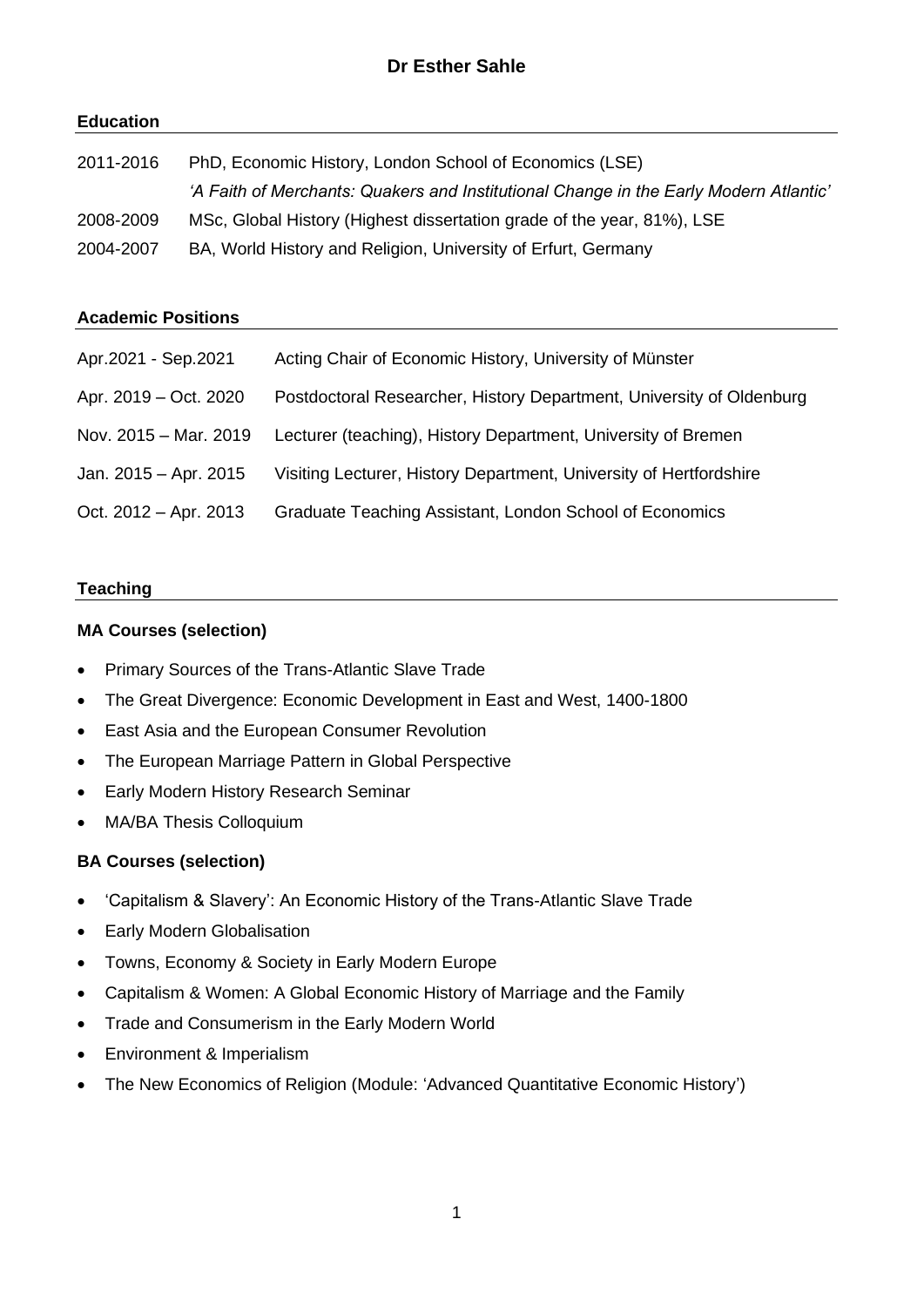# Dr Esther Sahle

## Education

| | |
|---|---|
| 2011-2016 | PhD, Economic History, London School of Economics (LSE)<br>*'A Faith of Merchants: Quakers and Institutional Change in the Early Modern Atlantic'* |
| 2008-2009 | MSc, Global History (Highest dissertation grade of the year, 81%), LSE |
| 2004-2007 | BA, World History and Religion, University of Erfurt, Germany |

## Academic Positions

| | |
|---|---|
| Apr.2021 - Sep.2021 | Acting Chair of Economic History, University of Münster |
| Apr. 2019 – Oct. 2020 | Postdoctoral Researcher, History Department, University of Oldenburg |
| Nov. 2015 – Mar. 2019 | Lecturer (teaching), History Department, University of Bremen |
| Jan. 2015 – Apr. 2015 | Visiting Lecturer, History Department, University of Hertfordshire |
| Oct. 2012 – Apr. 2013 | Graduate Teaching Assistant, London School of Economics |

## Teaching

### MA Courses (selection)

- Primary Sources of the Trans-Atlantic Slave Trade
- The Great Divergence: Economic Development in East and West, 1400-1800
- East Asia and the European Consumer Revolution
- The European Marriage Pattern in Global Perspective
- Early Modern History Research Seminar
- MA/BA Thesis Colloquium

### BA Courses (selection)

- 'Capitalism & Slavery': An Economic History of the Trans-Atlantic Slave Trade
- Early Modern Globalisation
- Towns, Economy & Society in Early Modern Europe
- Capitalism & Women: A Global Economic History of Marriage and the Family
- Trade and Consumerism in the Early Modern World
- Environment & Imperialism
- The New Economics of Religion (Module: 'Advanced Quantitative Economic History')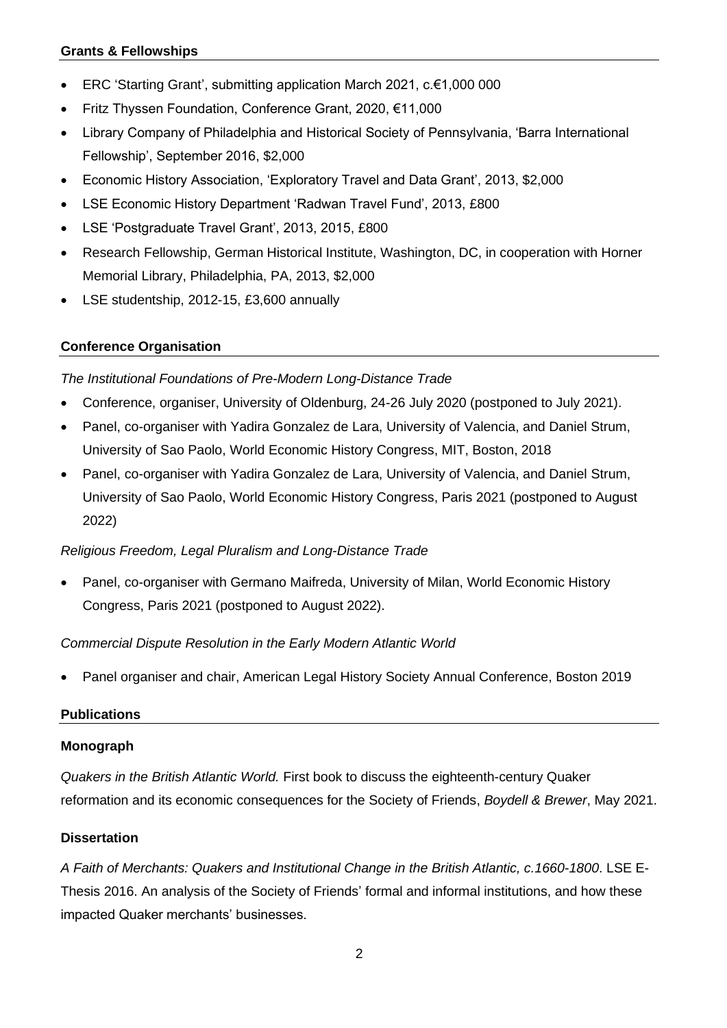## Grants & Fellowships

- ERC 'Starting Grant', submitting application March 2021, c.€1,000 000
- Fritz Thyssen Foundation, Conference Grant, 2020, €11,000
- Library Company of Philadelphia and Historical Society of Pennsylvania, 'Barra International Fellowship', September 2016, $2,000
- Economic History Association, 'Exploratory Travel and Data Grant', 2013, $2,000
- LSE Economic History Department 'Radwan Travel Fund', 2013, £800
- LSE 'Postgraduate Travel Grant', 2013, 2015, £800
- Research Fellowship, German Historical Institute, Washington, DC, in cooperation with Horner Memorial Library, Philadelphia, PA, 2013, $2,000
- LSE studentship, 2012-15, £3,600 annually

## Conference Organisation

*The Institutional Foundations of Pre-Modern Long-Distance Trade*

- Conference, organiser, University of Oldenburg, 24-26 July 2020 (postponed to July 2021).
- Panel, co-organiser with Yadira Gonzalez de Lara, University of Valencia, and Daniel Strum, University of Sao Paolo, World Economic History Congress, MIT, Boston, 2018
- Panel, co-organiser with Yadira Gonzalez de Lara, University of Valencia, and Daniel Strum, University of Sao Paolo, World Economic History Congress, Paris 2021 (postponed to August 2022)

*Religious Freedom, Legal Pluralism and Long-Distance Trade*

- Panel, co-organiser with Germano Maifreda, University of Milan, World Economic History Congress, Paris 2021 (postponed to August 2022).

*Commercial Dispute Resolution in the Early Modern Atlantic World*

- Panel organiser and chair, American Legal History Society Annual Conference, Boston 2019

## Publications

### Monograph

*Quakers in the British Atlantic World.* First book to discuss the eighteenth-century Quaker reformation and its economic consequences for the Society of Friends, *Boydell & Brewer*, May 2021.

### Dissertation

*A Faith of Merchants: Quakers and Institutional Change in the British Atlantic, c.1660-1800*. LSE E-Thesis 2016. An analysis of the Society of Friends' formal and informal institutions, and how these impacted Quaker merchants' businesses.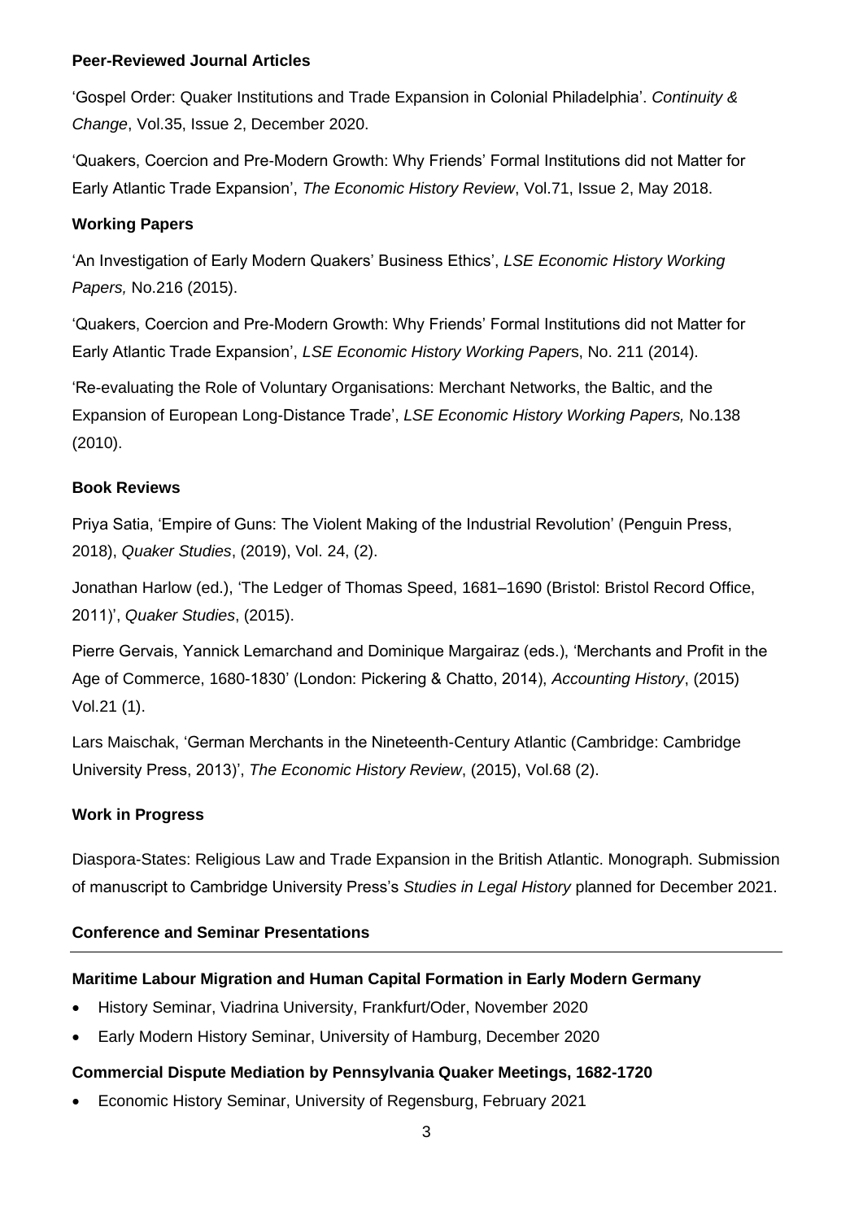**Peer-Reviewed Journal Articles**

'Gospel Order: Quaker Institutions and Trade Expansion in Colonial Philadelphia'. *Continuity & Change*, Vol.35, Issue 2, December 2020.

'Quakers, Coercion and Pre-Modern Growth: Why Friends' Formal Institutions did not Matter for Early Atlantic Trade Expansion', *The Economic History Review*, Vol.71, Issue 2, May 2018.

**Working Papers**

'An Investigation of Early Modern Quakers' Business Ethics', *LSE Economic History Working Papers,* No.216 (2015).

'Quakers, Coercion and Pre-Modern Growth: Why Friends' Formal Institutions did not Matter for Early Atlantic Trade Expansion', *LSE Economic History Working Papers*, No. 211 (2014).

'Re-evaluating the Role of Voluntary Organisations: Merchant Networks, the Baltic, and the Expansion of European Long-Distance Trade', *LSE Economic History Working Papers,* No.138 (2010).

**Book Reviews**

Priya Satia, 'Empire of Guns: The Violent Making of the Industrial Revolution' (Penguin Press, 2018), *Quaker Studies*, (2019), Vol. 24, (2).

Jonathan Harlow (ed.), 'The Ledger of Thomas Speed, 1681–1690 (Bristol: Bristol Record Office, 2011)', *Quaker Studies*, (2015).

Pierre Gervais, Yannick Lemarchand and Dominique Margairaz (eds.), 'Merchants and Profit in the Age of Commerce, 1680-1830' (London: Pickering & Chatto, 2014), *Accounting History*, (2015) Vol.21 (1).

Lars Maischak, 'German Merchants in the Nineteenth-Century Atlantic (Cambridge: Cambridge University Press, 2013)', *The Economic History Review*, (2015), Vol.68 (2).

**Work in Progress**

Diaspora-States: Religious Law and Trade Expansion in the British Atlantic. Monograph. Submission of manuscript to Cambridge University Press's *Studies in Legal History* planned for December 2021.

**Conference and Seminar Presentations**

---

**Maritime Labour Migration and Human Capital Formation in Early Modern Germany**

- History Seminar, Viadrina University, Frankfurt/Oder, November 2020
- Early Modern History Seminar, University of Hamburg, December 2020

**Commercial Dispute Mediation by Pennsylvania Quaker Meetings, 1682-1720**

- Economic History Seminar, University of Regensburg, February 2021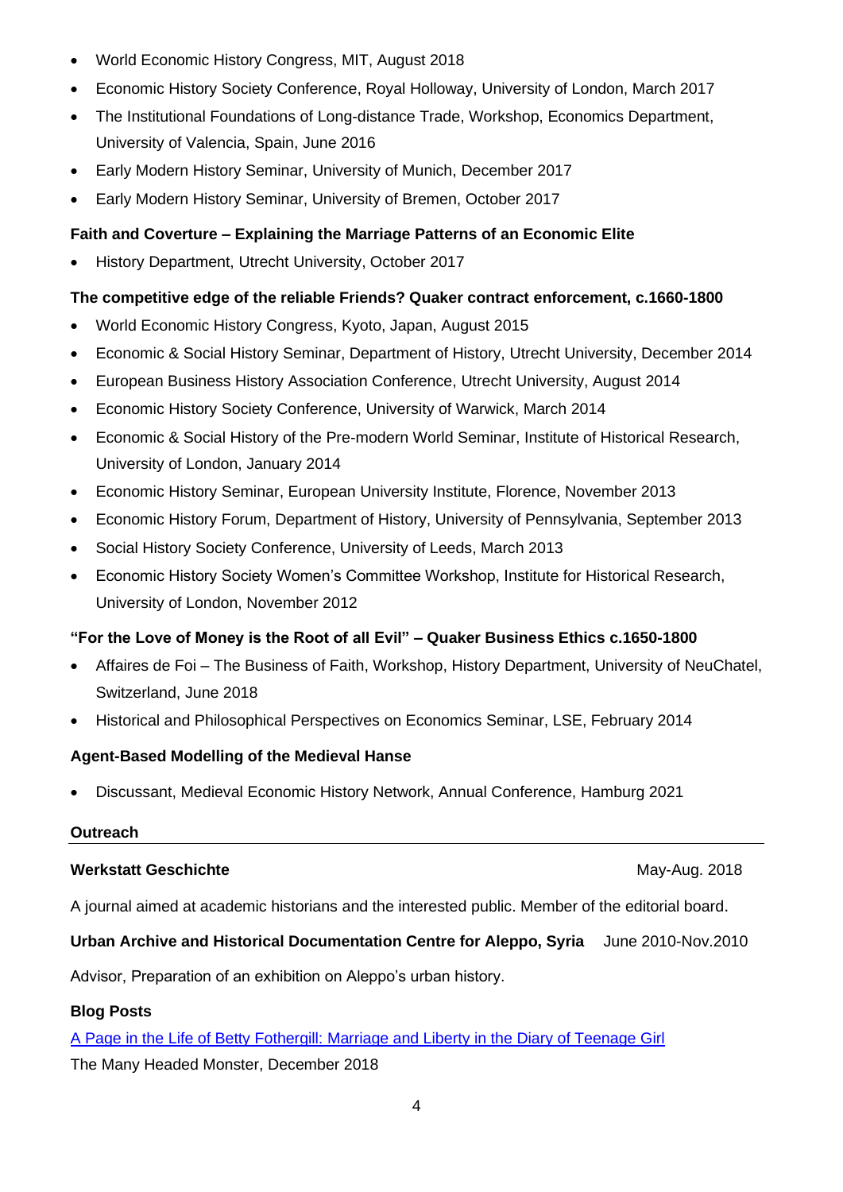- World Economic History Congress, MIT, August 2018
- Economic History Society Conference, Royal Holloway, University of London, March 2017
- The Institutional Foundations of Long-distance Trade, Workshop, Economics Department, University of Valencia, Spain, June 2016
- Early Modern History Seminar, University of Munich, December 2017
- Early Modern History Seminar, University of Bremen, October 2017

**Faith and Coverture – Explaining the Marriage Patterns of an Economic Elite**

- History Department, Utrecht University, October 2017

**The competitive edge of the reliable Friends? Quaker contract enforcement, c.1660-1800**

- World Economic History Congress, Kyoto, Japan, August 2015
- Economic & Social History Seminar, Department of History, Utrecht University, December 2014
- European Business History Association Conference, Utrecht University, August 2014
- Economic History Society Conference, University of Warwick, March 2014
- Economic & Social History of the Pre-modern World Seminar, Institute of Historical Research, University of London, January 2014
- Economic History Seminar, European University Institute, Florence, November 2013
- Economic History Forum, Department of History, University of Pennsylvania, September 2013
- Social History Society Conference, University of Leeds, March 2013
- Economic History Society Women's Committee Workshop, Institute for Historical Research, University of London, November 2012

**"For the Love of Money is the Root of all Evil" – Quaker Business Ethics c.1650-1800**

- Affaires de Foi – The Business of Faith, Workshop, History Department, University of NeuChatel, Switzerland, June 2018
- Historical and Philosophical Perspectives on Economics Seminar, LSE, February 2014

**Agent-Based Modelling of the Medieval Hanse**

- Discussant, Medieval Economic History Network, Annual Conference, Hamburg 2021

## Outreach

**Werkstatt Geschichte** May-Aug. 2018

A journal aimed at academic historians and the interested public. Member of the editorial board.

**Urban Archive and Historical Documentation Centre for Aleppo, Syria** June 2010-Nov.2010

Advisor, Preparation of an exhibition on Aleppo's urban history.

**Blog Posts**

A Page in the Life of Betty Fothergill: Marriage and Liberty in the Diary of Teenage Girl
The Many Headed Monster, December 2018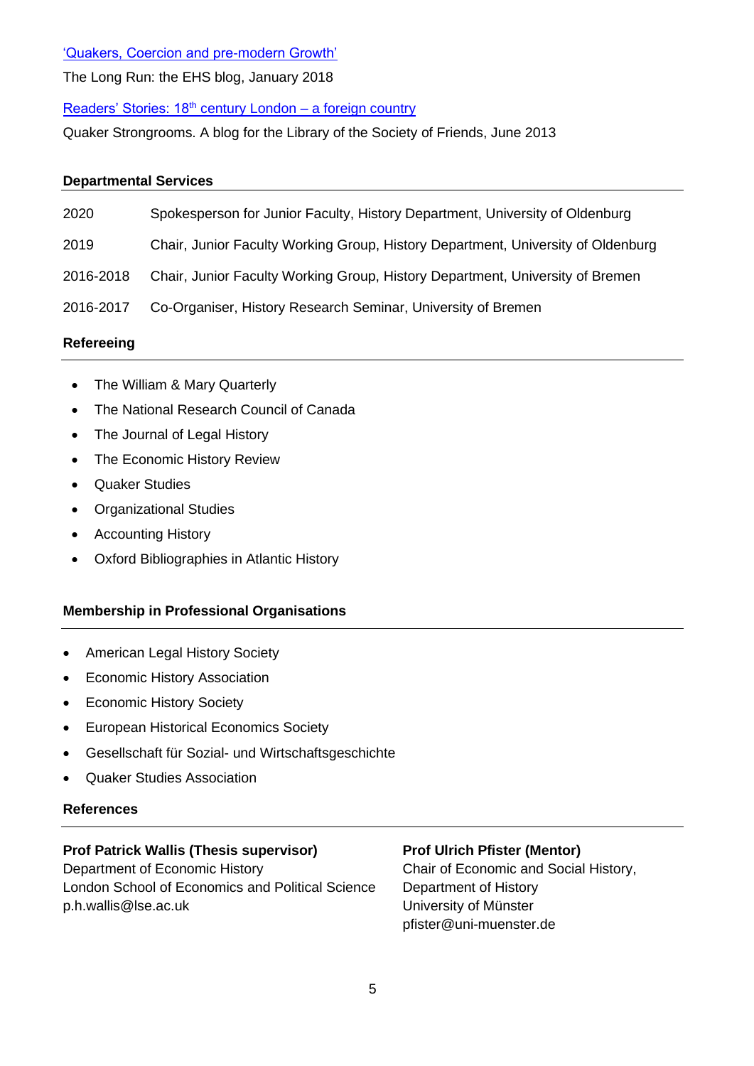['Quakers, Coercion and pre-modern Growth'](#)

The Long Run: the EHS blog, January 2018

[Readers' Stories: 18th century London – a foreign country](#)

Quaker Strongrooms. A blog for the Library of the Society of Friends, June 2013

## Departmental Services

| | |
|---|---|
| 2020 | Spokesperson for Junior Faculty, History Department, University of Oldenburg |
| 2019 | Chair, Junior Faculty Working Group, History Department, University of Oldenburg |
| 2016-2018 | Chair, Junior Faculty Working Group, History Department, University of Bremen |
| 2016-2017 | Co-Organiser, History Research Seminar, University of Bremen |

## Refereeing

- The William & Mary Quarterly
- The National Research Council of Canada
- The Journal of Legal History
- The Economic History Review
- Quaker Studies
- Organizational Studies
- Accounting History
- Oxford Bibliographies in Atlantic History

## Membership in Professional Organisations

- American Legal History Society
- Economic History Association
- Economic History Society
- European Historical Economics Society
- Gesellschaft für Sozial- und Wirtschaftsgeschichte
- Quaker Studies Association

## References

**Prof Patrick Wallis (Thesis supervisor)**
Department of Economic History
London School of Economics and Political Science
p.h.wallis@lse.ac.uk

**Prof Ulrich Pfister (Mentor)**
Chair of Economic and Social History,
Department of History
University of Münster
pfister@uni-muenster.de